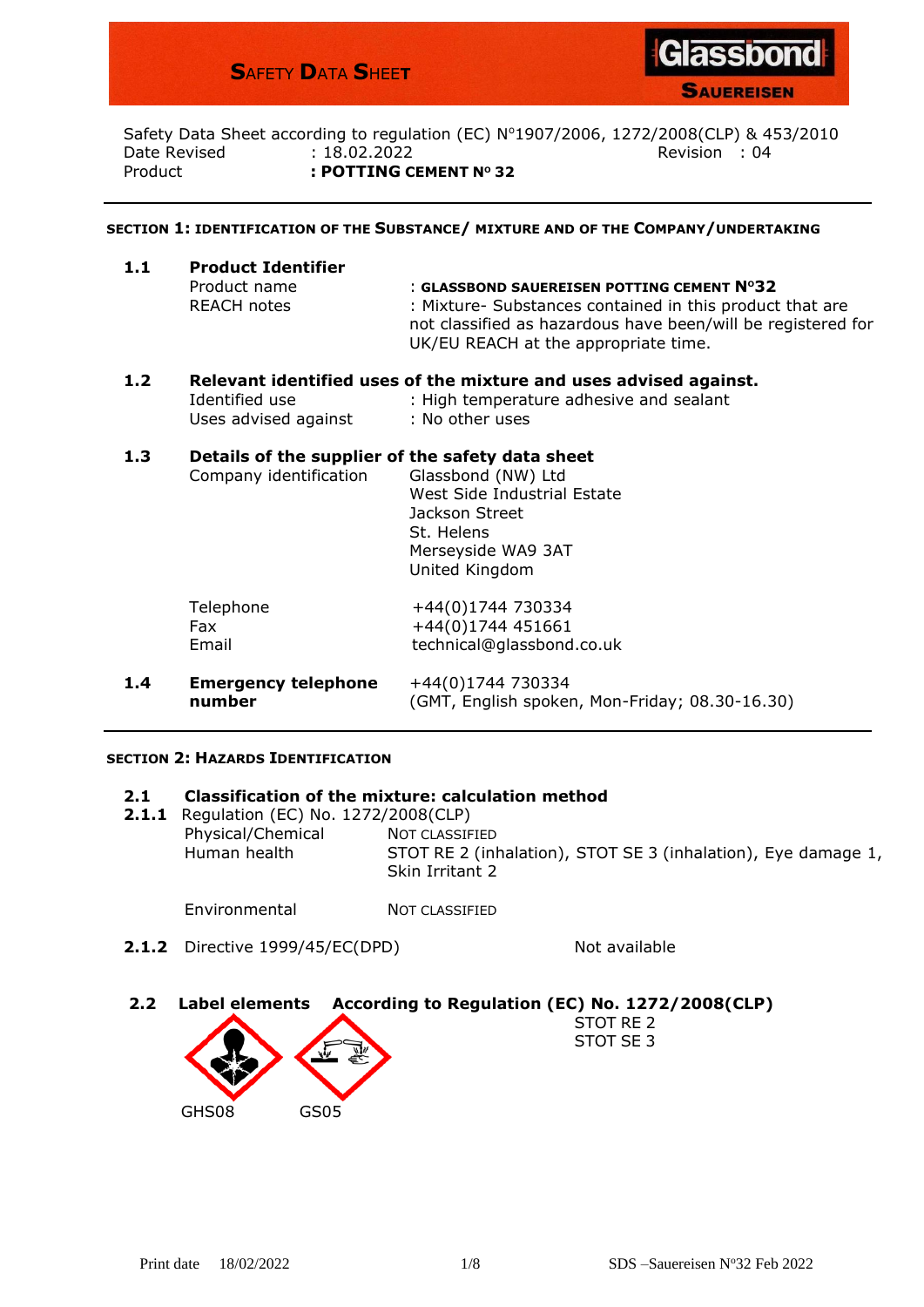# SAFETY DATA SHEET

**Glassbond**
**SAUEREISEN**

Safety Data Sheet according to regulation (EC) N°1907/2006, 1272/2008(CLP) & 453/2010

| | | | |
|---|---|---|---|
| Date Revised | : 18.02.2022 | Revision | : 04 |
| Product | **: POTTING CEMENT Nº 32** | | |

## SECTION 1: IDENTIFICATION OF THE SUBSTANCE/ MIXTURE AND OF THE COMPANY/UNDERTAKING

### 1.1 Product Identifier

| | |
|---|---|
| Product name | : **GLASSBOND SAUEREISEN POTTING CEMENT N°32** |
| REACH notes | : Mixture- Substances contained in this product that are not classified as hazardous have been/will be registered for UK/EU REACH at the appropriate time. |

### 1.2 Relevant identified uses of the mixture and uses advised against.

| | |
|---|---|
| Identified use | : High temperature adhesive and sealant |
| Uses advised against | : No other uses |

### 1.3 Details of the supplier of the safety data sheet

| | |
|---|---|
| Company identification | Glassbond (NW) Ltd<br>West Side Industrial Estate<br>Jackson Street<br>St. Helens<br>Merseyside WA9 3AT<br>United Kingdom |
| Telephone | +44(0)1744 730334 |
| Fax | +44(0)1744 451661 |
| Email | technical@glassbond.co.uk |

### 1.4 Emergency telephone number

+44(0)1744 730334
(GMT, English spoken, Mon-Friday; 08.30-16.30)

## SECTION 2: HAZARDS IDENTIFICATION

### 2.1 Classification of the mixture: calculation method

**2.1.1** Regulation (EC) No. 1272/2008(CLP)

| | |
|---|---|
| Physical/Chemical | NOT CLASSIFIED |
| Human health | STOT RE 2 (inhalation), STOT SE 3 (inhalation), Eye damage 1, Skin Irritant 2 |
| Environmental | NOT CLASSIFIED |

**2.1.2** Directive 1999/45/EC(DPD) — Not available

### 2.2 Label elements According to Regulation (EC) No. 1272/2008(CLP)

STOT RE 2
STOT SE 3

GHS08 GS05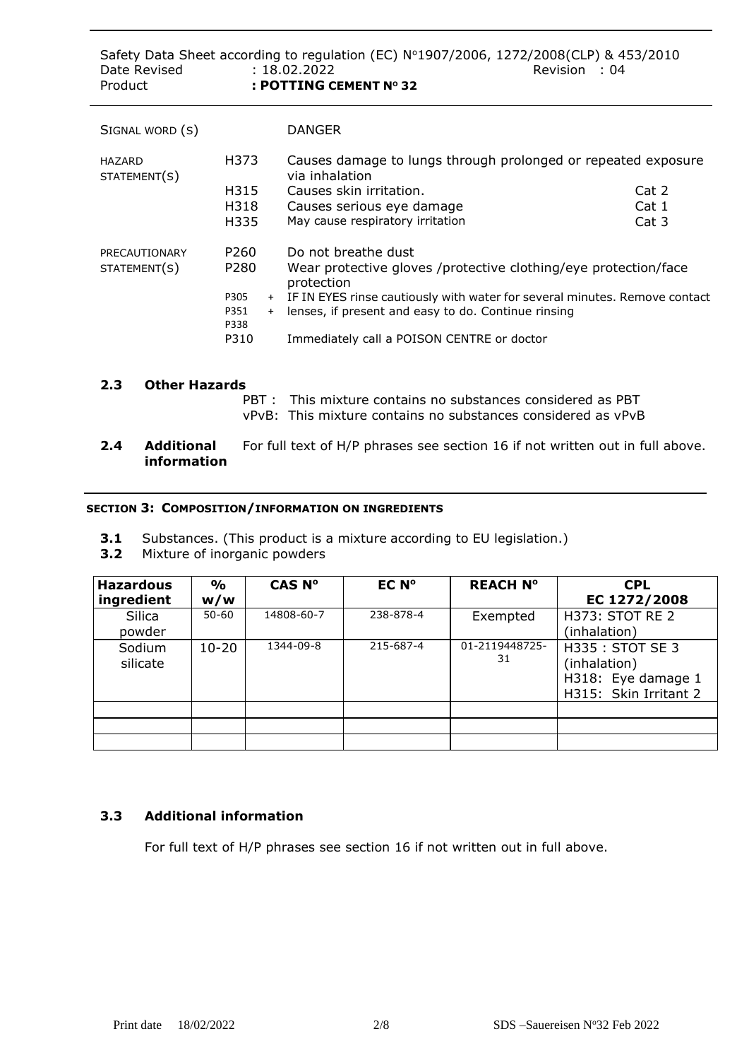| SIGNAL WORD (S) | | DANGER | |
|---|---|---|---|
| HAZARD STATEMENT(S) | H373 | Causes damage to lungs through prolonged or repeated exposure via inhalation | |
| | H315 | Causes skin irritation. | Cat 2 |
| | H318 | Causes serious eye damage | Cat 1 |
| | H335 | May cause respiratory irritation | Cat 3 |
| PRECAUTIONARY STATEMENT(S) | P260 | Do not breathe dust | |
| | P280 | Wear protective gloves /protective clothing/eye protection/face protection | |
| | P305 + P351 + P338 | IF IN EYES rinse cautiously with water for several minutes. Remove contact lenses, if present and easy to do. Continue rinsing | |
| | P310 | Immediately call a POISON CENTRE or doctor | |

**2.3 Other Hazards**

PBT : This mixture contains no substances considered as PBT
vPvB: This mixture contains no substances considered as vPvB

**2.4 Additional information** For full text of H/P phrases see section 16 if not written out in full above.

## SECTION 3: COMPOSITION/INFORMATION ON INGREDIENTS

**3.1** Substances. (This product is a mixture according to EU legislation.)
**3.2** Mixture of inorganic powders

| Hazardous ingredient | % w/w | CAS Nº | EC Nº | REACH Nº | CPL EC 1272/2008 |
|---|---|---|---|---|---|
| Silica powder | 50-60 | 14808-60-7 | 238-878-4 | Exempted | H373: STOT RE 2 (inhalation) |
| Sodium silicate | 10-20 | 1344-09-8 | 215-687-4 | 01-2119448725-31 | H335 : STOT SE 3 (inhalation) H318: Eye damage 1 H315: Skin Irritant 2 |
| | | | | | |
| | | | | | |
| | | | | | |

### 3.3 Additional information

For full text of H/P phrases see section 16 if not written out in full above.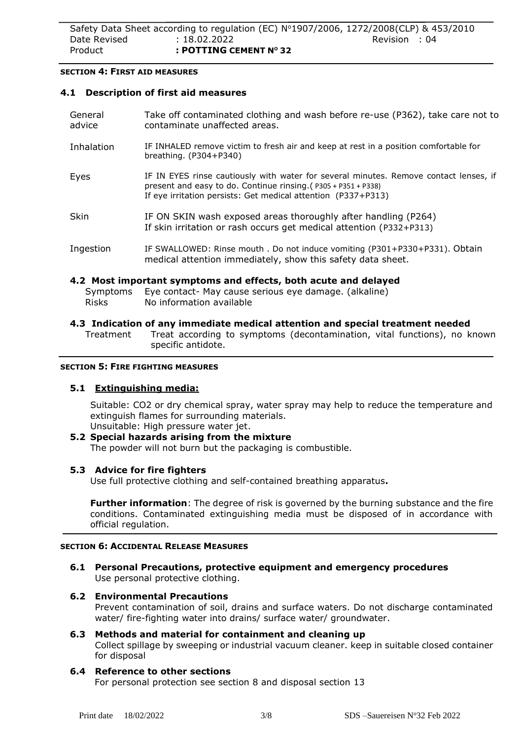## SECTION 4: FIRST AID MEASURES

### 4.1 Description of first aid measures

| | |
|---|---|
| General advice | Take off contaminated clothing and wash before re-use (P362), take care not to contaminate unaffected areas. |
| Inhalation | IF INHALED remove victim to fresh air and keep at rest in a position comfortable for breathing. (P304+P340) |
| Eyes | IF IN EYES rinse cautiously with water for several minutes. Remove contact lenses, if present and easy to do. Continue rinsing.( P305 + P351 + P338) If eye irritation persists: Get medical attention (P337+P313) |
| Skin | IF ON SKIN wash exposed areas thoroughly after handling (P264) If skin irritation or rash occurs get medical attention (P332+P313) |
| Ingestion | IF SWALLOWED: Rinse mouth . Do not induce vomiting (P301+P330+P331). Obtain medical attention immediately, show this safety data sheet. |

### 4.2 Most important symptoms and effects, both acute and delayed

Symptoms Eye contact- May cause serious eye damage. (alkaline)
Risks No information available

### 4.3 Indication of any immediate medical attention and special treatment needed

Treatment Treat according to symptoms (decontamination, vital functions), no known specific antidote.

## SECTION 5: FIRE FIGHTING MEASURES

### 5.1 Extinguishing media:

Suitable: CO2 or dry chemical spray, water spray may help to reduce the temperature and extinguish flames for surrounding materials.
Unsuitable: High pressure water jet.

### 5.2 Special hazards arising from the mixture

The powder will not burn but the packaging is combustible.

### 5.3 Advice for fire fighters

Use full protective clothing and self-contained breathing apparatus**.**

**Further information**: The degree of risk is governed by the burning substance and the fire conditions. Contaminated extinguishing media must be disposed of in accordance with official regulation.

## SECTION 6: ACCIDENTAL RELEASE MEASURES

### 6.1 Personal Precautions, protective equipment and emergency procedures

Use personal protective clothing.

### 6.2 Environmental Precautions

Prevent contamination of soil, drains and surface waters. Do not discharge contaminated water/ fire-fighting water into drains/ surface water/ groundwater.

### 6.3 Methods and material for containment and cleaning up

Collect spillage by sweeping or industrial vacuum cleaner. keep in suitable closed container for disposal

### 6.4 Reference to other sections

For personal protection see section 8 and disposal section 13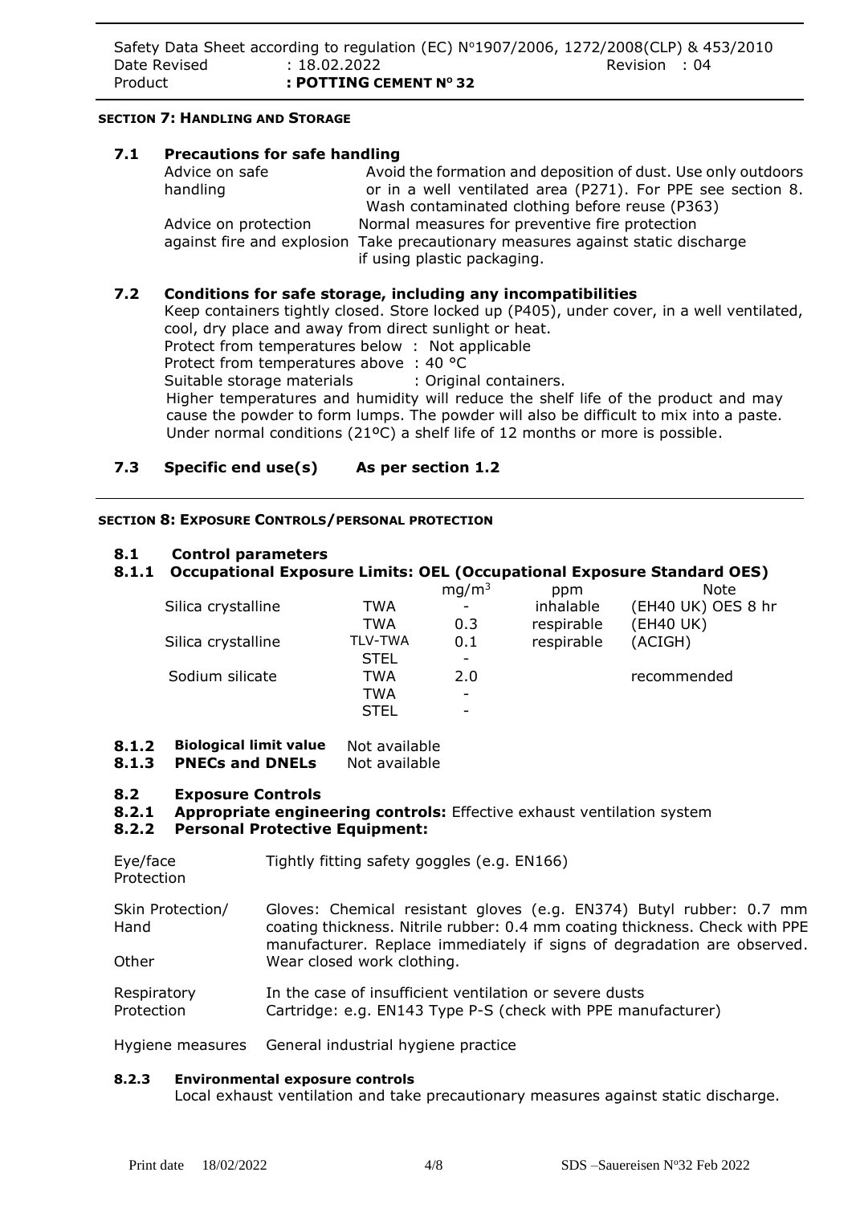#### SECTION 7: HANDLING AND STORAGE

### 7.1 Precautions for safe handling

| | |
|---|---|
| Advice on safe handling | Avoid the formation and deposition of dust. Use only outdoors or in a well ventilated area (P271). For PPE see section 8. Wash contaminated clothing before reuse (P363) |
| Advice on protection against fire and explosion | Normal measures for preventive fire protection Take precautionary measures against static discharge if using plastic packaging. |

### 7.2 Conditions for safe storage, including any incompatibilities

Keep containers tightly closed. Store locked up (P405), under cover, in a well ventilated, cool, dry place and away from direct sunlight or heat.

Protect from temperatures below : Not applicable

Protect from temperatures above : 40 °C

Suitable storage materials : Original containers.

Higher temperatures and humidity will reduce the shelf life of the product and may cause the powder to form lumps. The powder will also be difficult to mix into a paste. Under normal conditions (21ºC) a shelf life of 12 months or more is possible.

### 7.3 Specific end use(s) As per section 1.2

#### SECTION 8: EXPOSURE CONTROLS/PERSONAL PROTECTION

### 8.1 Control parameters

### 8.1.1 Occupational Exposure Limits: OEL (Occupational Exposure Standard OES)

| | | $mg/m^3$ | ppm | Note |
|---|---|---|---|---|
| Silica crystalline | TWA | - | inhalable | (EH40 UK) OES 8 hr |
| | TWA | 0.3 | respirable | (EH40 UK) |
| Silica crystalline | TLV-TWA | 0.1 | respirable | (ACIGH) |
| | STEL | - | | |
| Sodium silicate | TWA | 2.0 | | recommended |
| | TWA | - | | |
| | STEL | - | | |

**8.1.2 Biological limit value** Not available

**8.1.3 PNECs and DNELs** Not available

### 8.2 Exposure Controls

**8.2.1 Appropriate engineering controls:** Effective exhaust ventilation system

**8.2.2 Personal Protective Equipment:**

| | |
|---|---|
| Eye/face Protection | Tightly fitting safety goggles (e.g. EN166) |
| Skin Protection/ Hand | Gloves: Chemical resistant gloves (e.g. EN374) Butyl rubber: 0.7 mm coating thickness. Nitrile rubber: 0.4 mm coating thickness. Check with PPE manufacturer. Replace immediately if signs of degradation are observed. |
| Other | Wear closed work clothing. |
| Respiratory Protection | In the case of insufficient ventilation or severe dusts Cartridge: e.g. EN143 Type P-S (check with PPE manufacturer) |
| Hygiene measures | General industrial hygiene practice |

**8.2.3 Environmental exposure controls**

Local exhaust ventilation and take precautionary measures against static discharge.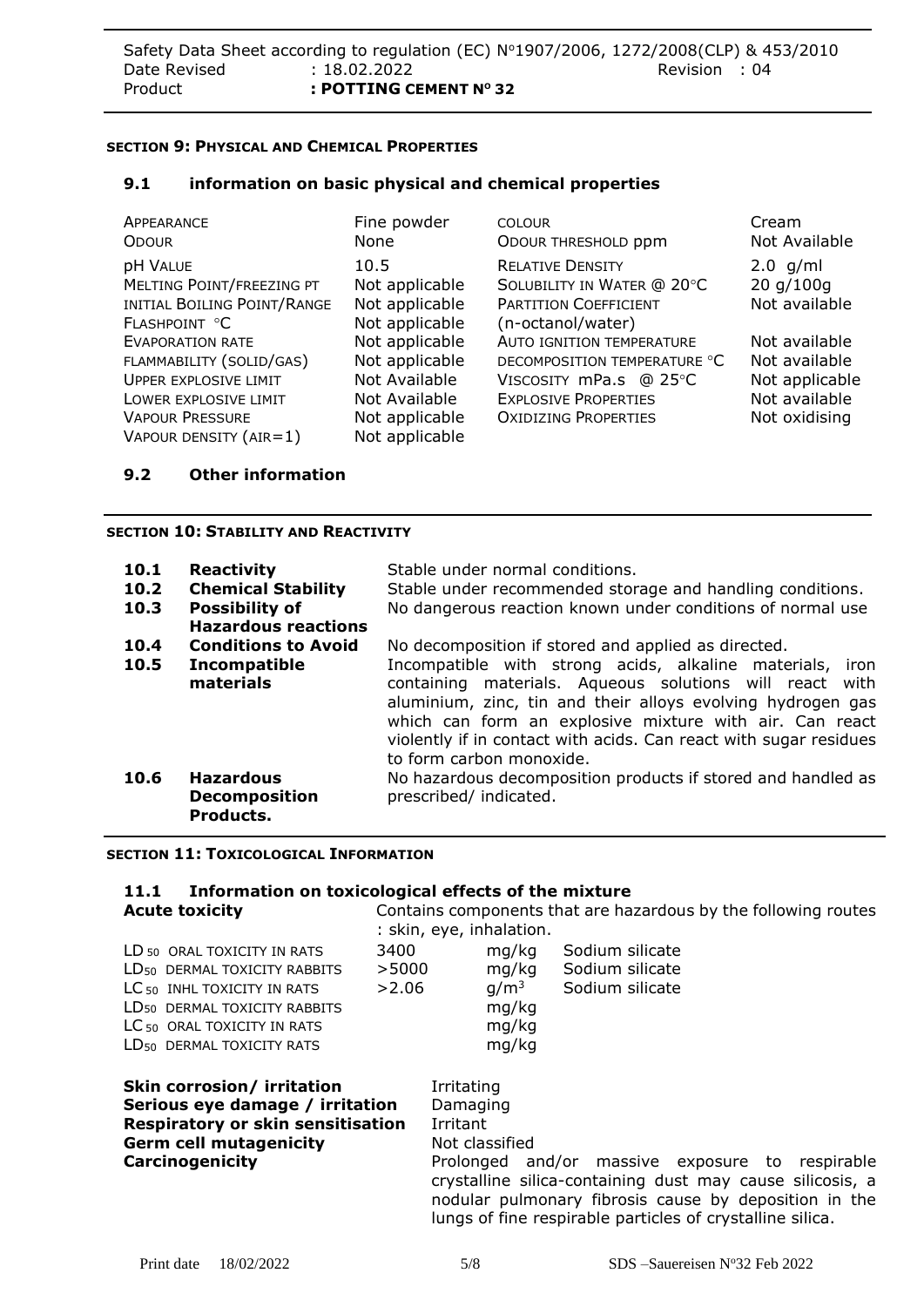## SECTION 9: PHYSICAL AND CHEMICAL PROPERTIES

### 9.1 information on basic physical and chemical properties

| | | | |
|---|---|---|---|
| APPEARANCE | Fine powder | COLOUR | Cream |
| ODOUR | None | ODOUR THRESHOLD ppm | Not Available |
| pH VALUE | 10.5 | RELATIVE DENSITY | 2.0 g/ml |
| MELTING POINT/FREEZING PT | Not applicable | SOLUBILITY IN WATER @ 20°C | 20 g/100g |
| INITIAL BOILING POINT/RANGE | Not applicable | PARTITION COEFFICIENT (n-octanol/water) | Not available |
| FLASHPOINT °C | Not applicable | | |
| EVAPORATION RATE | Not applicable | AUTO IGNITION TEMPERATURE | Not available |
| FLAMMABILITY (SOLID/GAS) | Not applicable | DECOMPOSITION TEMPERATURE °C | Not available |
| UPPER EXPLOSIVE LIMIT | Not Available | VISCOSITY mPa.s @ 25°C | Not applicable |
| LOWER EXPLOSIVE LIMIT | Not Available | EXPLOSIVE PROPERTIES | Not available |
| VAPOUR PRESSURE | Not applicable | OXIDIZING PROPERTIES | Not oxidising |
| VAPOUR DENSITY (AIR=1) | Not applicable | | |

### 9.2 Other information

## SECTION 10: STABILITY AND REACTIVITY

| | | |
|---|---|---|
| **10.1** | **Reactivity** | Stable under normal conditions. |
| **10.2** | **Chemical Stability** | Stable under recommended storage and handling conditions. |
| **10.3** | **Possibility of Hazardous reactions** | No dangerous reaction known under conditions of normal use |
| **10.4** | **Conditions to Avoid** | No decomposition if stored and applied as directed. |
| **10.5** | **Incompatible materials** | Incompatible with strong acids, alkaline materials, iron containing materials. Aqueous solutions will react with aluminium, zinc, tin and their alloys evolving hydrogen gas which can form an explosive mixture with air. Can react violently if in contact with acids. Can react with sugar residues to form carbon monoxide. |
| **10.6** | **Hazardous Decomposition Products.** | No hazardous decomposition products if stored and handled as prescribed/ indicated. |

## SECTION 11: TOXICOLOGICAL INFORMATION

### 11.1 Information on toxicological effects of the mixture

**Acute toxicity** Contains components that are hazardous by the following routes : skin, eye, inhalation.

| | | | |
|---|---|---|---|
| $LD_{50}$ ORAL TOXICITY IN RATS | 3400 | mg/kg | Sodium silicate |
| $LD_{50}$ DERMAL TOXICITY RABBITS | >5000 | mg/kg | Sodium silicate |
| $LC_{50}$ INHL TOXICITY IN RATS | >2.06 | $g/m^3$ | Sodium silicate |
| $LD_{50}$ DERMAL TOXICITY RABBITS | | mg/kg | |
| $LC_{50}$ ORAL TOXICITY IN RATS | | mg/kg | |
| $LD_{50}$ DERMAL TOXICITY RATS | | mg/kg | |

| | |
|---|---|
| **Skin corrosion/ irritation** | Irritating |
| **Serious eye damage / irritation** | Damaging |
| **Respiratory or skin sensitisation** | Irritant |
| **Germ cell mutagenicity** | Not classified |
| **Carcinogenicity** | Prolonged and/or massive exposure to respirable crystalline silica-containing dust may cause silicosis, a nodular pulmonary fibrosis cause by deposition in the lungs of fine respirable particles of crystalline silica. |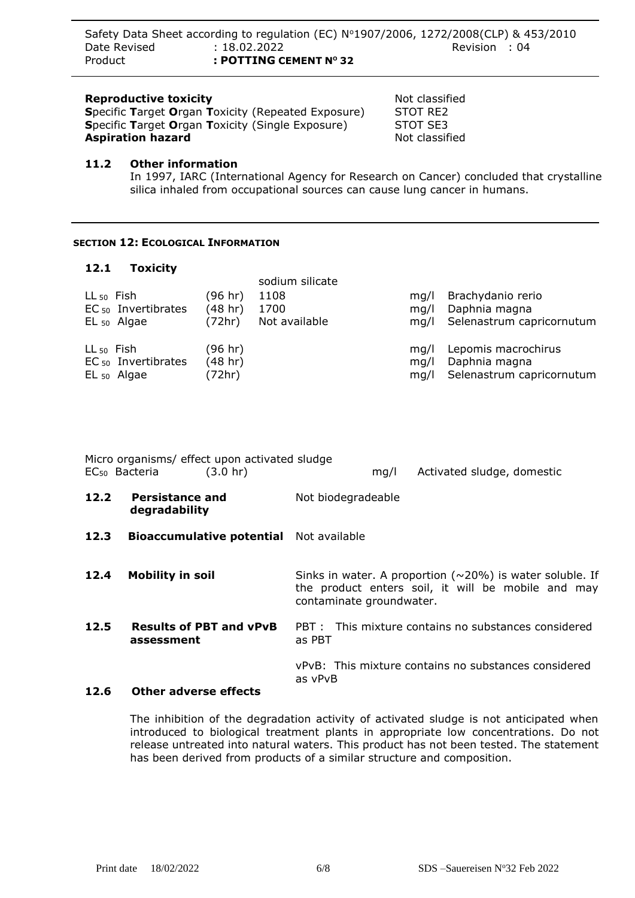| **Reproductive toxicity** | Not classified |
|---|---|
| **S**pecific **T**arget **O**rgan **T**oxicity (Repeated Exposure) | STOT RE2 |
| **S**pecific **T**arget **O**rgan **T**oxicity (Single Exposure) | STOT SE3 |
| **Aspiration hazard** | Not classified |

### 11.2 Other information

In 1997, IARC (International Agency for Research on Cancer) concluded that crystalline silica inhaled from occupational sources can cause lung cancer in humans.

## SECTION 12: ECOLOGICAL INFORMATION

### 12.1 Toxicity

| | | sodium silicate | | |
|---|---|---|---|---|
| $LL_{50}$ Fish | (96 hr) | 1108 | mg/l | Brachydanio rerio |
| $EC_{50}$ Invertibrates | (48 hr) | 1700 | mg/l | Daphnia magna |
| $EL_{50}$ Algae | (72hr) | Not available | mg/l | Selenastrum capricornutum |
| $LL_{50}$ Fish | (96 hr) | | mg/l | Lepomis macrochirus |
| $EC_{50}$ Invertibrates | (48 hr) | | mg/l | Daphnia magna |
| $EL_{50}$ Algae | (72hr) | | mg/l | Selenastrum capricornutum |

Micro organisms/ effect upon activated sludge

| $EC_{50}$ Bacteria | (3.0 hr) | | mg/l | Activated sludge, domestic |
|---|---|---|---|---|

### 12.2 Persistance and degradability

Not biodegradeable

### 12.3 Bioaccumulative potential

Not available

### 12.4 Mobility in soil

Sinks in water. A proportion (~20%) is water soluble. If the product enters soil, it will be mobile and may contaminate groundwater.

### 12.5 Results of PBT and vPvB assessment

PBT : This mixture contains no substances considered as PBT

vPvB: This mixture contains no substances considered as vPvB

### 12.6 Other adverse effects

The inhibition of the degradation activity of activated sludge is not anticipated when introduced to biological treatment plants in appropriate low concentrations. Do not release untreated into natural waters. This product has not been tested. The statement has been derived from products of a similar structure and composition.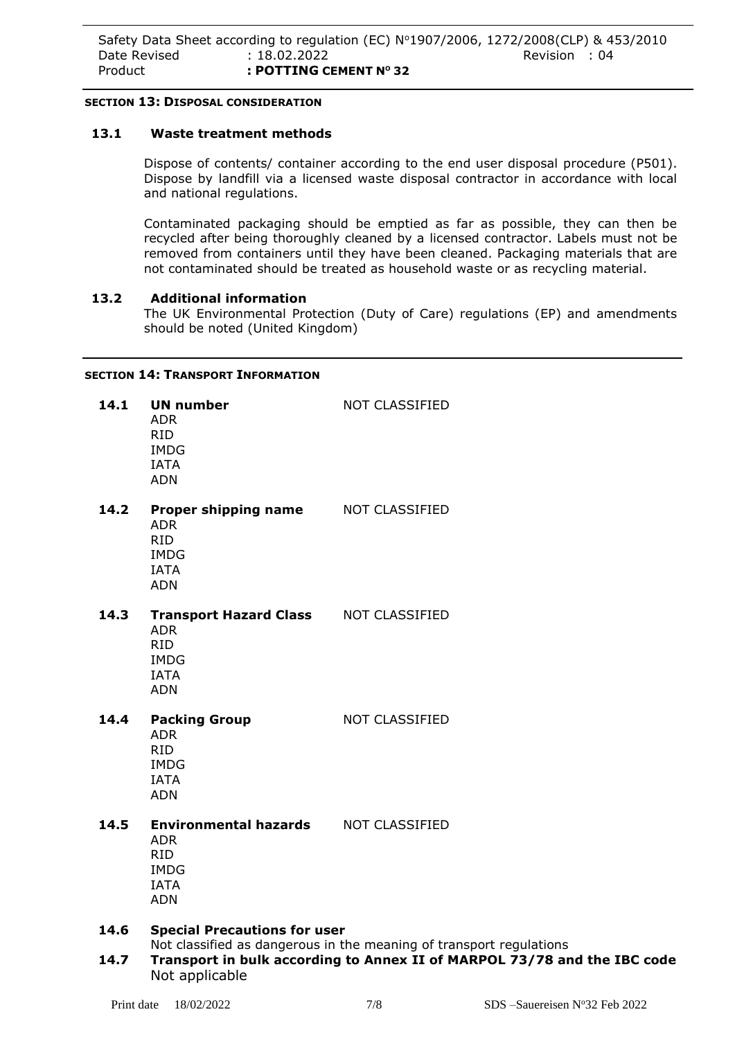## SECTION 13: DISPOSAL CONSIDERATION

### 13.1 Waste treatment methods

Dispose of contents/ container according to the end user disposal procedure (P501). Dispose by landfill via a licensed waste disposal contractor in accordance with local and national regulations.

Contaminated packaging should be emptied as far as possible, they can then be recycled after being thoroughly cleaned by a licensed contractor. Labels must not be removed from containers until they have been cleaned. Packaging materials that are not contaminated should be treated as household waste or as recycling material.

### 13.2 Additional information

The UK Environmental Protection (Duty of Care) regulations (EP) and amendments should be noted (United Kingdom)

## SECTION 14: TRANSPORT INFORMATION

**14.1 UN number** — NOT CLASSIFIED
ADR
RID
IMDG
IATA
ADN

**14.2 Proper shipping name** — NOT CLASSIFIED
ADR
RID
IMDG
IATA
ADN

**14.3 Transport Hazard Class** — NOT CLASSIFIED
ADR
RID
IMDG
IATA
ADN

**14.4 Packing Group** — NOT CLASSIFIED
ADR
RID
IMDG
IATA
ADN

**14.5 Environmental hazards** — NOT CLASSIFIED
ADR
RID
IMDG
IATA
ADN

**14.6 Special Precautions for user**
Not classified as dangerous in the meaning of transport regulations

**14.7 Transport in bulk according to Annex II of MARPOL 73/78 and the IBC code**
Not applicable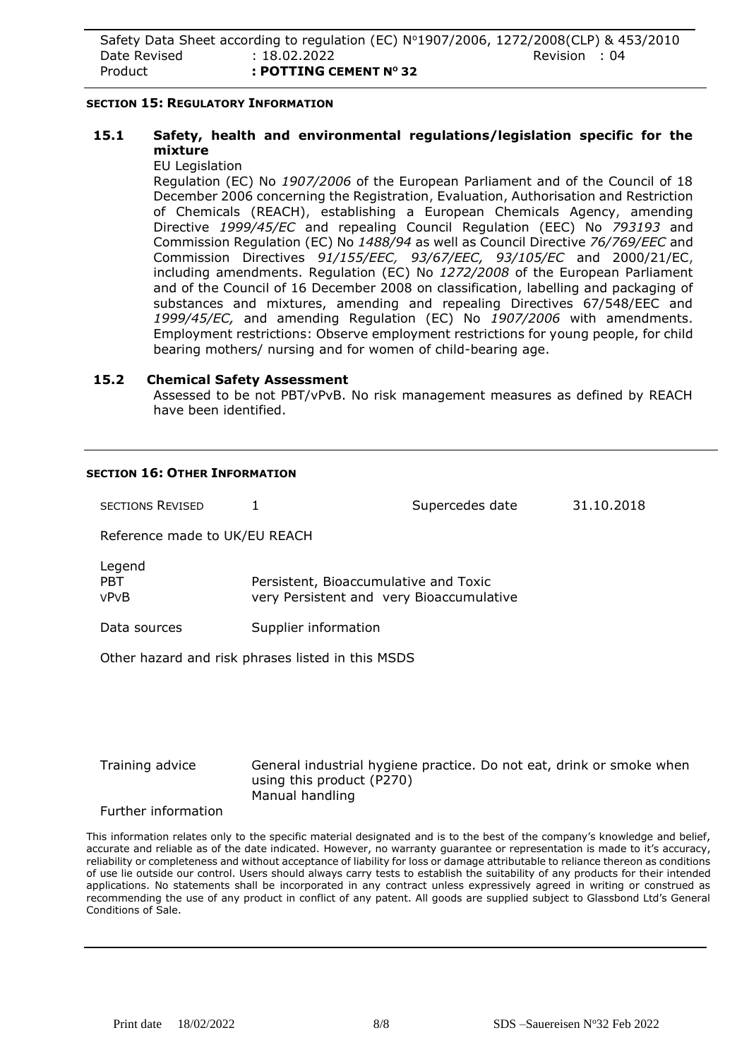**SECTION 15: REGULATORY INFORMATION**

**15.1 Safety, health and environmental regulations/legislation specific for the mixture**

EU Legislation

Regulation (EC) No *1907/2006* of the European Parliament and of the Council of 18 December 2006 concerning the Registration, Evaluation, Authorisation and Restriction of Chemicals (REACH), establishing a European Chemicals Agency, amending Directive *1999/45/EC* and repealing Council Regulation (EEC) No *793193* and Commission Regulation (EC) No *1488/94* as well as Council Directive *76/769/EEC* and Commission Directives *91/155/EEC, 93/67/EEC, 93/105/EC* and 2000/21/EC, including amendments. Regulation (EC) No *1272/2008* of the European Parliament and of the Council of 16 December 2008 on classification, labelling and packaging of substances and mixtures, amending and repealing Directives 67/548/EEC and *1999/45/EC,* and amending Regulation (EC) No *1907/2006* with amendments. Employment restrictions: Observe employment restrictions for young people, for child bearing mothers/ nursing and for women of child-bearing age.

**15.2 Chemical Safety Assessment**

Assessed to be not PBT/vPvB. No risk management measures as defined by REACH have been identified.

**SECTION 16: OTHER INFORMATION**

| | | | |
|---|---|---|---|
| SECTIONS REVISED | 1 | Supercedes date | 31.10.2018 |

Reference made to UK/EU REACH

Legend

| | |
|---|---|
| PBT | Persistent, Bioaccumulative and Toxic |
| vPvB | very Persistent and very Bioaccumulative |

Data sources — Supplier information

Other hazard and risk phrases listed in this MSDS

Training advice — General industrial hygiene practice. Do not eat, drink or smoke when using this product (P270)
Manual handling

Further information

This information relates only to the specific material designated and is to the best of the company's knowledge and belief, accurate and reliable as of the date indicated. However, no warranty guarantee or representation is made to it's accuracy, reliability or completeness and without acceptance of liability for loss or damage attributable to reliance thereon as conditions of use lie outside our control. Users should always carry tests to establish the suitability of any products for their intended applications. No statements shall be incorporated in any contract unless expressively agreed in writing or construed as recommending the use of any product in conflict of any patent. All goods are supplied subject to Glassbond Ltd's General Conditions of Sale.